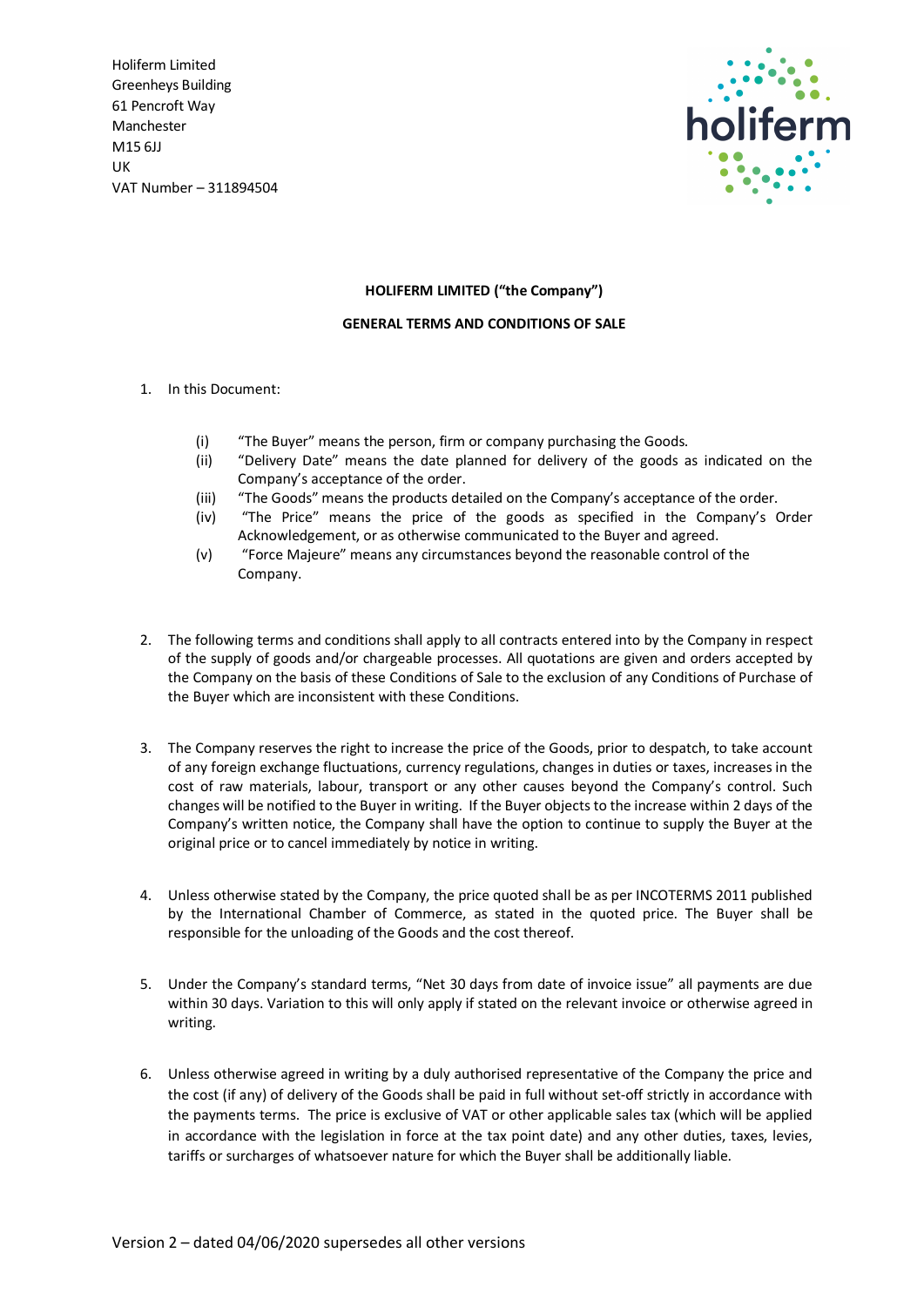Holiferm Limited
Greenheys Building
61 Pencroft Way
Manchester
M15 6JJ
UK
VAT Number – 311894504

**HOLIFERM LIMITED ("the Company")**

**GENERAL TERMS AND CONDITIONS OF SALE**

1. In this Document:

   (i) "The Buyer" means the person, firm or company purchasing the Goods.
   (ii) "Delivery Date" means the date planned for delivery of the goods as indicated on the Company's acceptance of the order.
   (iii) "The Goods" means the products detailed on the Company's acceptance of the order.
   (iv) "The Price" means the price of the goods as specified in the Company's Order Acknowledgement, or as otherwise communicated to the Buyer and agreed.
   (v) "Force Majeure" means any circumstances beyond the reasonable control of the Company.

2. The following terms and conditions shall apply to all contracts entered into by the Company in respect of the supply of goods and/or chargeable processes. All quotations are given and orders accepted by the Company on the basis of these Conditions of Sale to the exclusion of any Conditions of Purchase of the Buyer which are inconsistent with these Conditions.

3. The Company reserves the right to increase the price of the Goods, prior to despatch, to take account of any foreign exchange fluctuations, currency regulations, changes in duties or taxes, increases in the cost of raw materials, labour, transport or any other causes beyond the Company's control. Such changes will be notified to the Buyer in writing. If the Buyer objects to the increase within 2 days of the Company's written notice, the Company shall have the option to continue to supply the Buyer at the original price or to cancel immediately by notice in writing.

4. Unless otherwise stated by the Company, the price quoted shall be as per INCOTERMS 2011 published by the International Chamber of Commerce, as stated in the quoted price. The Buyer shall be responsible for the unloading of the Goods and the cost thereof.

5. Under the Company's standard terms, "Net 30 days from date of invoice issue" all payments are due within 30 days. Variation to this will only apply if stated on the relevant invoice or otherwise agreed in writing.

6. Unless otherwise agreed in writing by a duly authorised representative of the Company the price and the cost (if any) of delivery of the Goods shall be paid in full without set-off strictly in accordance with the payments terms. The price is exclusive of VAT or other applicable sales tax (which will be applied in accordance with the legislation in force at the tax point date) and any other duties, taxes, levies, tariffs or surcharges of whatsoever nature for which the Buyer shall be additionally liable.

Version 2 – dated 04/06/2020 supersedes all other versions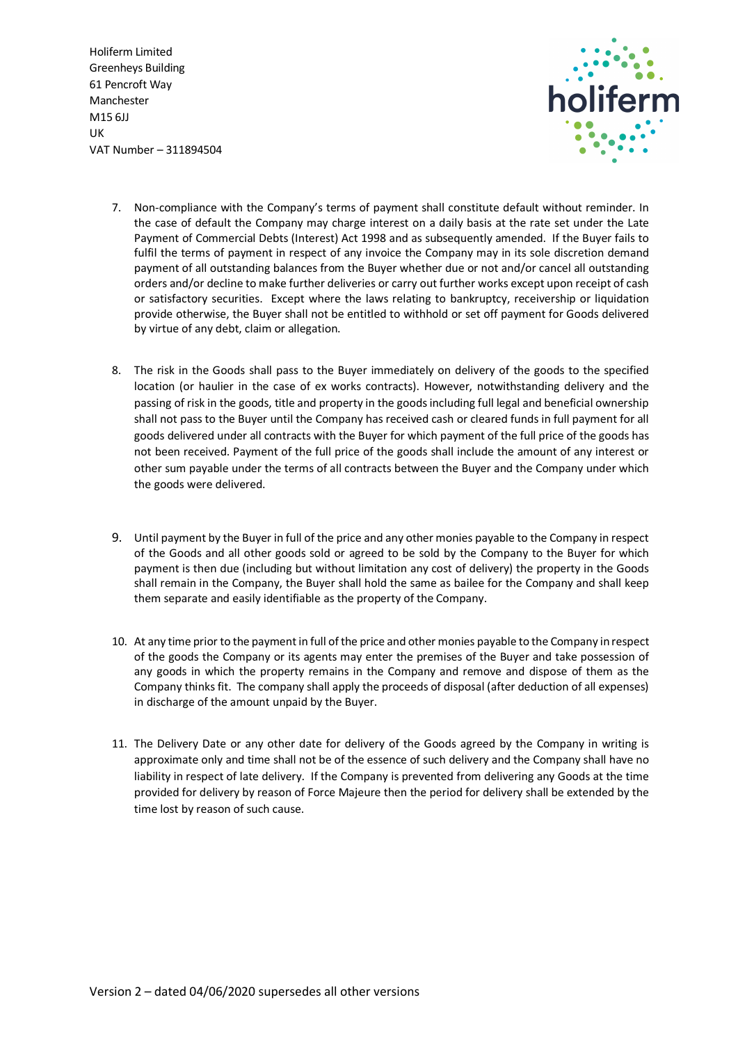7. Non-compliance with the Company's terms of payment shall constitute default without reminder. In the case of default the Company may charge interest on a daily basis at the rate set under the Late Payment of Commercial Debts (Interest) Act 1998 and as subsequently amended. If the Buyer fails to fulfil the terms of payment in respect of any invoice the Company may in its sole discretion demand payment of all outstanding balances from the Buyer whether due or not and/or cancel all outstanding orders and/or decline to make further deliveries or carry out further works except upon receipt of cash or satisfactory securities. Except where the laws relating to bankruptcy, receivership or liquidation provide otherwise, the Buyer shall not be entitled to withhold or set off payment for Goods delivered by virtue of any debt, claim or allegation.

8. The risk in the Goods shall pass to the Buyer immediately on delivery of the goods to the specified location (or haulier in the case of ex works contracts). However, notwithstanding delivery and the passing of risk in the goods, title and property in the goods including full legal and beneficial ownership shall not pass to the Buyer until the Company has received cash or cleared funds in full payment for all goods delivered under all contracts with the Buyer for which payment of the full price of the goods has not been received. Payment of the full price of the goods shall include the amount of any interest or other sum payable under the terms of all contracts between the Buyer and the Company under which the goods were delivered.

9. Until payment by the Buyer in full of the price and any other monies payable to the Company in respect of the Goods and all other goods sold or agreed to be sold by the Company to the Buyer for which payment is then due (including but without limitation any cost of delivery) the property in the Goods shall remain in the Company, the Buyer shall hold the same as bailee for the Company and shall keep them separate and easily identifiable as the property of the Company.

10. At any time prior to the payment in full of the price and other monies payable to the Company in respect of the goods the Company or its agents may enter the premises of the Buyer and take possession of any goods in which the property remains in the Company and remove and dispose of them as the Company thinks fit. The company shall apply the proceeds of disposal (after deduction of all expenses) in discharge of the amount unpaid by the Buyer.

11. The Delivery Date or any other date for delivery of the Goods agreed by the Company in writing is approximate only and time shall not be of the essence of such delivery and the Company shall have no liability in respect of late delivery. If the Company is prevented from delivering any Goods at the time provided for delivery by reason of Force Majeure then the period for delivery shall be extended by the time lost by reason of such cause.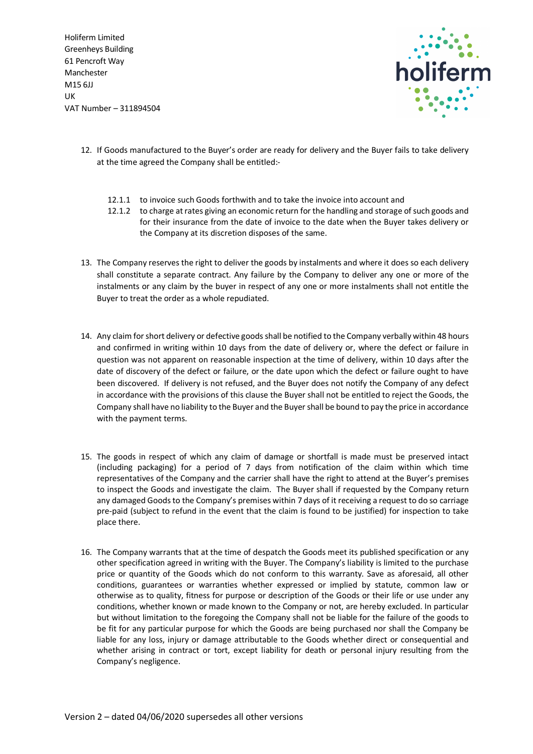12. If Goods manufactured to the Buyer's order are ready for delivery and the Buyer fails to take delivery at the time agreed the Company shall be entitled:-

    12.1.1 to invoice such Goods forthwith and to take the invoice into account and

    12.1.2 to charge at rates giving an economic return for the handling and storage of such goods and for their insurance from the date of invoice to the date when the Buyer takes delivery or the Company at its discretion disposes of the same.

13. The Company reserves the right to deliver the goods by instalments and where it does so each delivery shall constitute a separate contract. Any failure by the Company to deliver any one or more of the instalments or any claim by the buyer in respect of any one or more instalments shall not entitle the Buyer to treat the order as a whole repudiated.

14. Any claim for short delivery or defective goods shall be notified to the Company verbally within 48 hours and confirmed in writing within 10 days from the date of delivery or, where the defect or failure in question was not apparent on reasonable inspection at the time of delivery, within 10 days after the date of discovery of the defect or failure, or the date upon which the defect or failure ought to have been discovered. If delivery is not refused, and the Buyer does not notify the Company of any defect in accordance with the provisions of this clause the Buyer shall not be entitled to reject the Goods, the Company shall have no liability to the Buyer and the Buyer shall be bound to pay the price in accordance with the payment terms.

15. The goods in respect of which any claim of damage or shortfall is made must be preserved intact (including packaging) for a period of 7 days from notification of the claim within which time representatives of the Company and the carrier shall have the right to attend at the Buyer's premises to inspect the Goods and investigate the claim. The Buyer shall if requested by the Company return any damaged Goods to the Company's premises within 7 days of it receiving a request to do so carriage pre-paid (subject to refund in the event that the claim is found to be justified) for inspection to take place there.

16. The Company warrants that at the time of despatch the Goods meet its published specification or any other specification agreed in writing with the Buyer. The Company's liability is limited to the purchase price or quantity of the Goods which do not conform to this warranty. Save as aforesaid, all other conditions, guarantees or warranties whether expressed or implied by statute, common law or otherwise as to quality, fitness for purpose or description of the Goods or their life or use under any conditions, whether known or made known to the Company or not, are hereby excluded. In particular but without limitation to the foregoing the Company shall not be liable for the failure of the goods to be fit for any particular purpose for which the Goods are being purchased nor shall the Company be liable for any loss, injury or damage attributable to the Goods whether direct or consequential and whether arising in contract or tort, except liability for death or personal injury resulting from the Company's negligence.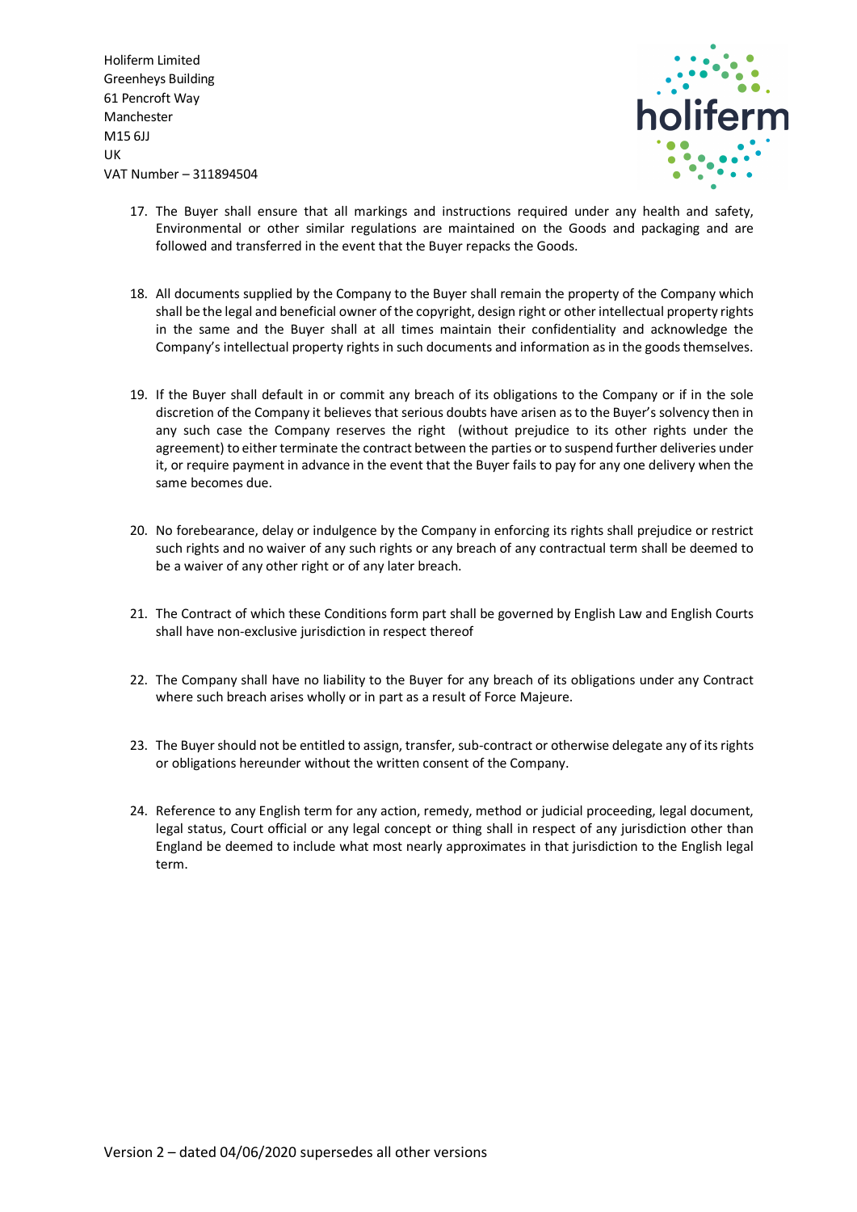17. The Buyer shall ensure that all markings and instructions required under any health and safety, Environmental or other similar regulations are maintained on the Goods and packaging and are followed and transferred in the event that the Buyer repacks the Goods.

18. All documents supplied by the Company to the Buyer shall remain the property of the Company which shall be the legal and beneficial owner of the copyright, design right or other intellectual property rights in the same and the Buyer shall at all times maintain their confidentiality and acknowledge the Company's intellectual property rights in such documents and information as in the goods themselves.

19. If the Buyer shall default in or commit any breach of its obligations to the Company or if in the sole discretion of the Company it believes that serious doubts have arisen as to the Buyer's solvency then in any such case the Company reserves the right (without prejudice to its other rights under the agreement) to either terminate the contract between the parties or to suspend further deliveries under it, or require payment in advance in the event that the Buyer fails to pay for any one delivery when the same becomes due.

20. No forebearance, delay or indulgence by the Company in enforcing its rights shall prejudice or restrict such rights and no waiver of any such rights or any breach of any contractual term shall be deemed to be a waiver of any other right or of any later breach.

21. The Contract of which these Conditions form part shall be governed by English Law and English Courts shall have non-exclusive jurisdiction in respect thereof

22. The Company shall have no liability to the Buyer for any breach of its obligations under any Contract where such breach arises wholly or in part as a result of Force Majeure.

23. The Buyer should not be entitled to assign, transfer, sub-contract or otherwise delegate any of its rights or obligations hereunder without the written consent of the Company.

24. Reference to any English term for any action, remedy, method or judicial proceeding, legal document, legal status, Court official or any legal concept or thing shall in respect of any jurisdiction other than England be deemed to include what most nearly approximates in that jurisdiction to the English legal term.